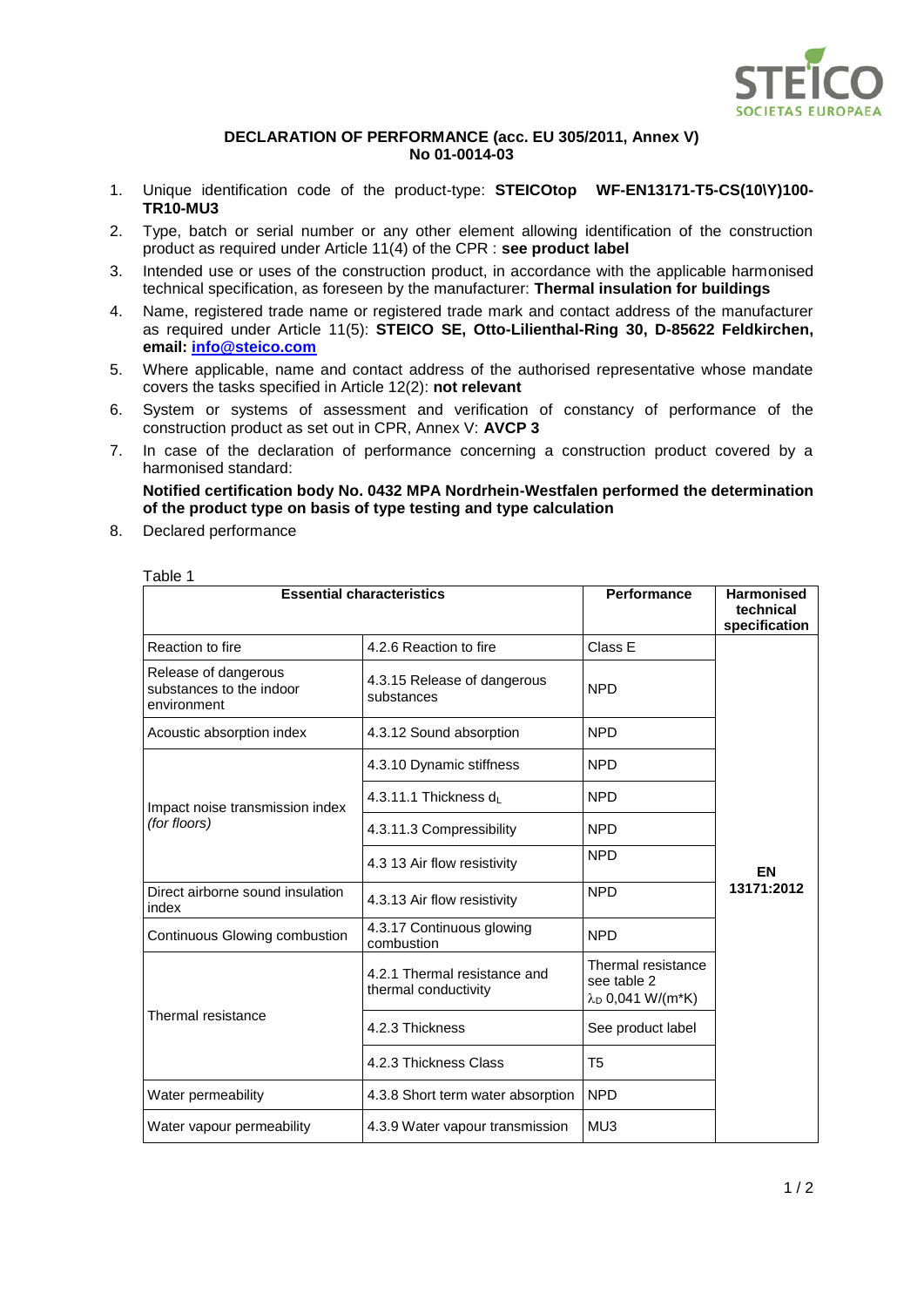STEICO SOCIETAS EUROPAEA

**DECLARATION OF PERFORMANCE (acc. EU 305/2011, Annex V)**
**No 01-0014-03**

1. Unique identification code of the product-type: **STEICOtop WF-EN13171-T5-CS(10\Y)100-TR10-MU3**
2. Type, batch or serial number or any other element allowing identification of the construction product as required under Article 11(4) of the CPR : **see product label**
3. Intended use or uses of the construction product, in accordance with the applicable harmonised technical specification, as foreseen by the manufacturer: **Thermal insulation for buildings**
4. Name, registered trade name or registered trade mark and contact address of the manufacturer as required under Article 11(5): **STEICO SE, Otto-Lilienthal-Ring 30, D-85622 Feldkirchen, email: info@steico.com**
5. Where applicable, name and contact address of the authorised representative whose mandate covers the tasks specified in Article 12(2): **not relevant**
6. System or systems of assessment and verification of constancy of performance of the construction product as set out in CPR, Annex V: **AVCP 3**
7. In case of the declaration of performance concerning a construction product covered by a harmonised standard:

   **Notified certification body No. 0432 MPA Nordrhein-Westfalen performed the determination of the product type on basis of type testing and type calculation**
8. Declared performance

Table 1

| **Essential characteristics** | | **Performance** | **Harmonised technical specification** |
|---|---|---|---|
| Reaction to fire | 4.2.6 Reaction to fire | Class E | **EN 13171:2012** |
| Release of dangerous substances to the indoor environment | 4.3.15 Release of dangerous substances | NPD | |
| Acoustic absorption index | 4.3.12 Sound absorption | NPD | |
| Impact noise transmission index *(for floors)* | 4.3.10 Dynamic stiffness | NPD | |
| | 4.3.11.1 Thickness $d_L$ | NPD | |
| | 4.3.11.3 Compressibility | NPD | |
| | 4.3 13 Air flow resistivity | NPD | |
| Direct airborne sound insulation index | 4.3.13 Air flow resistivity | NPD | |
| Continuous Glowing combustion | 4.3.17 Continuous glowing combustion | NPD | |
| Thermal resistance | 4.2.1 Thermal resistance and thermal conductivity | Thermal resistance see table 2 $\lambda_D$ 0,041 W/(m*K) | |
| | 4.2.3 Thickness | See product label | |
| | 4.2.3 Thickness Class | T5 | |
| Water permeability | 4.3.8 Short term water absorption | NPD | |
| Water vapour permeability | 4.3.9 Water vapour transmission | MU3 | |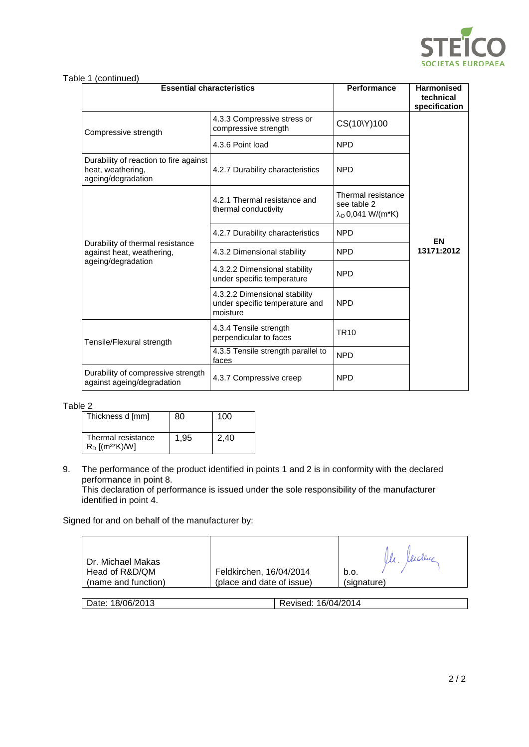Table 1 (continued)

| Essential characteristics | | Performance | Harmonised technical specification |
|---|---|---|---|
| Compressive strength | 4.3.3 Compressive stress or compressive strength | CS(10\Y)100 | EN 13171:2012 |
| | 4.3.6 Point load | NPD | |
| Durability of reaction to fire against heat, weathering, ageing/degradation | 4.2.7 Durability characteristics | NPD | |
| Durability of thermal resistance against heat, weathering, ageing/degradation | 4.2.1 Thermal resistance and thermal conductivity | Thermal resistance see table 2 $\lambda_D$ 0,041 W/(m*K) | |
| | 4.2.7 Durability characteristics | NPD | |
| | 4.3.2 Dimensional stability | NPD | |
| | 4.3.2.2 Dimensional stability under specific temperature | NPD | |
| | 4.3.2.2 Dimensional stability under specific temperature and moisture | NPD | |
| Tensile/Flexural strength | 4.3.4 Tensile strength perpendicular to faces | TR10 | |
| | 4.3.5 Tensile strength parallel to faces | NPD | |
| Durability of compressive strength against ageing/degradation | 4.3.7 Compressive creep | NPD | |

Table 2

| Thickness d [mm] | 80 | 100 |
|---|---|---|
| Thermal resistance $R_D$ [(m²*K)/W] | 1,95 | 2,40 |

9. The performance of the product identified in points 1 and 2 is in conformity with the declared performance in point 8.
   This declaration of performance is issued under the sole responsibility of the manufacturer identified in point 4.

Signed for and on behalf of the manufacturer by:

| | | |
|---|---|---|
| Dr. Michael Makas<br>Head of R&D/QM<br>(name and function) | Feldkirchen, 16/04/2014<br>(place and date of issue) | b.o.<br>(signature) |

| | |
|---|---|
| Date: 18/06/2013 | Revised: 16/04/2014 |